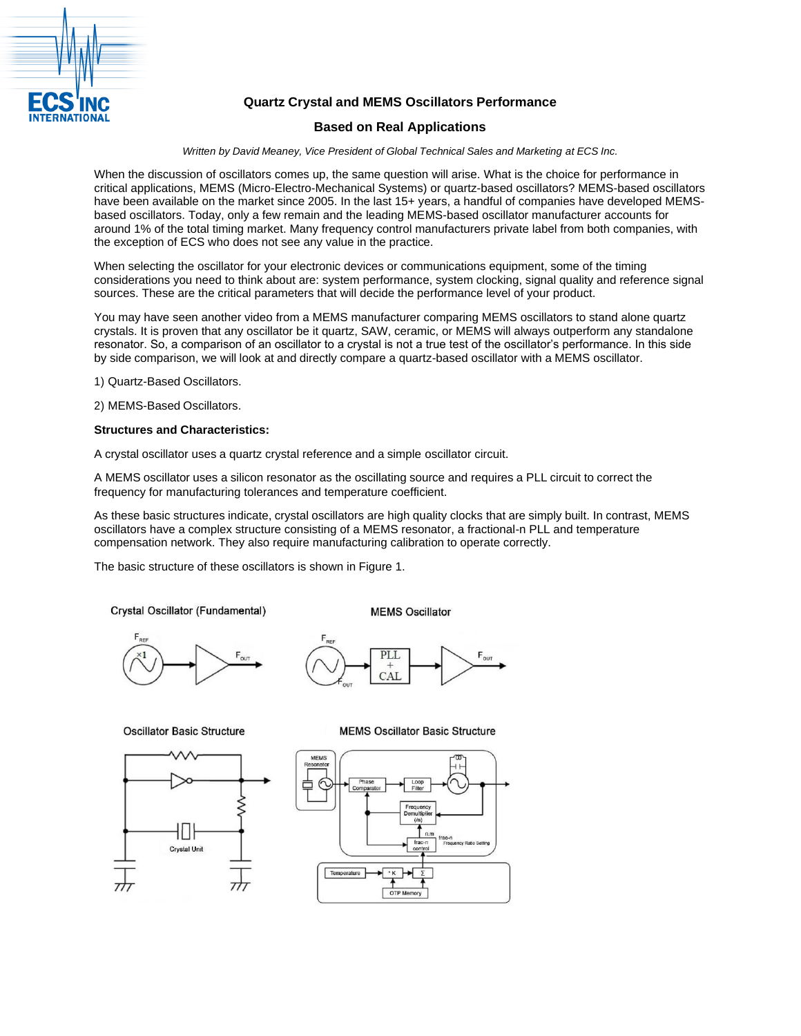# Quartz Crystal and MEMS Oscillators Performance

## Based on Real Applications

*Written by David Meaney, Vice President of Global Technical Sales and Marketing at ECS Inc.*

When the discussion of oscillators comes up, the same question will arise. What is the choice for performance in critical applications, MEMS (Micro-Electro-Mechanical Systems) or quartz-based oscillators? MEMS-based oscillators have been available on the market since 2005. In the last 15+ years, a handful of companies have developed MEMS-based oscillators. Today, only a few remain and the leading MEMS-based oscillator manufacturer accounts for around 1% of the total timing market. Many frequency control manufacturers private label from both companies, with the exception of ECS who does not see any value in the practice.

When selecting the oscillator for your electronic devices or communications equipment, some of the timing considerations you need to think about are: system performance, system clocking, signal quality and reference signal sources. These are the critical parameters that will decide the performance level of your product.

You may have seen another video from a MEMS manufacturer comparing MEMS oscillators to stand alone quartz crystals. It is proven that any oscillator be it quartz, SAW, ceramic, or MEMS will always outperform any standalone resonator. So, a comparison of an oscillator to a crystal is not a true test of the oscillator's performance. In this side by side comparison, we will look at and directly compare a quartz-based oscillator with a MEMS oscillator.

1) Quartz-Based Oscillators.

2) MEMS-Based Oscillators.

**Structures and Characteristics:**

A crystal oscillator uses a quartz crystal reference and a simple oscillator circuit.

A MEMS oscillator uses a silicon resonator as the oscillating source and requires a PLL circuit to correct the frequency for manufacturing tolerances and temperature coefficient.

As these basic structures indicate, crystal oscillators are high quality clocks that are simply built. In contrast, MEMS oscillators have a complex structure consisting of a MEMS resonator, a fractional-n PLL and temperature compensation network. They also require manufacturing calibration to operate correctly.

The basic structure of these oscillators is shown in Figure 1.

Crystal Oscillator (Fundamental) | MEMS Oscillator

Oscillator Basic Structure | MEMS Oscillator Basic Structure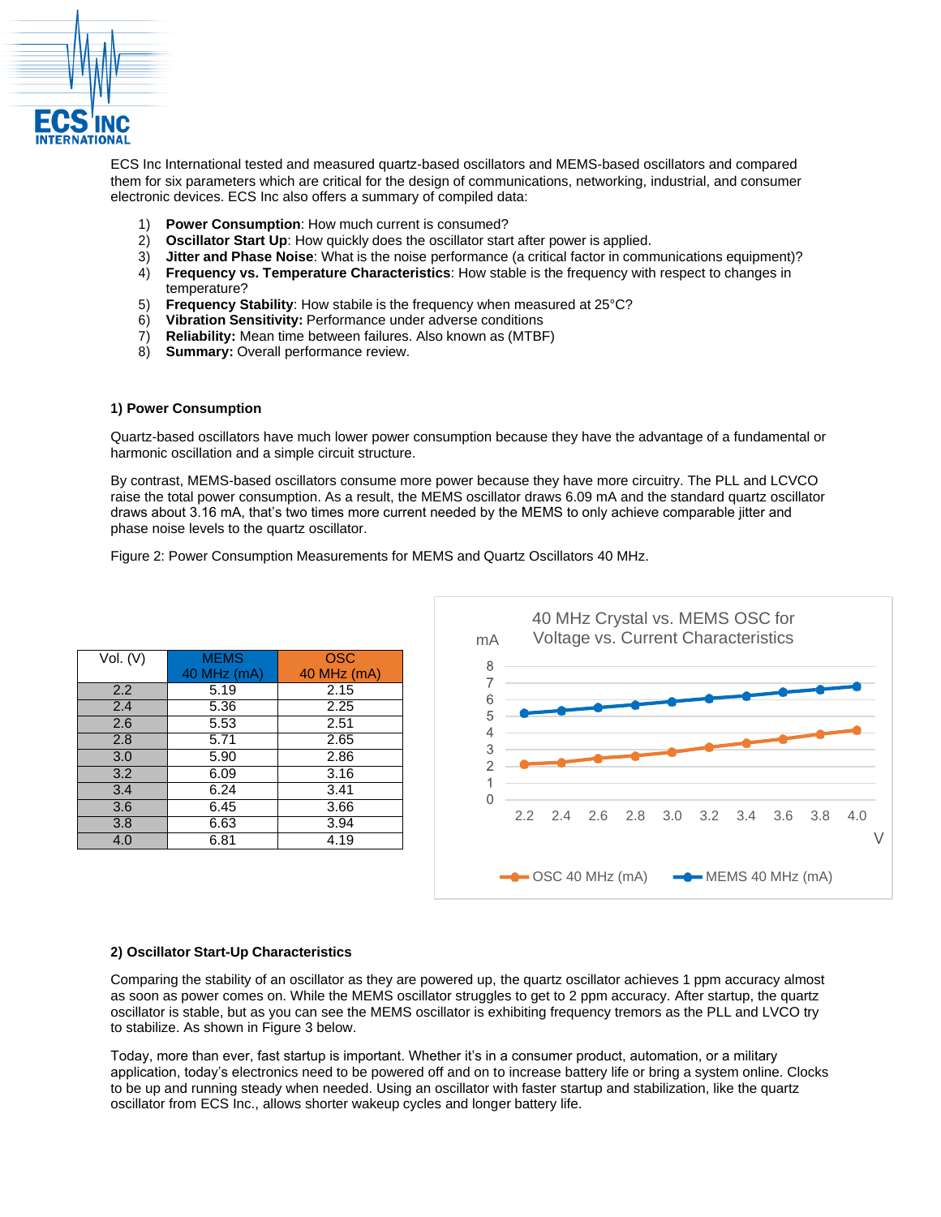ECS Inc International tested and measured quartz-based oscillators and MEMS-based oscillators and compared them for six parameters which are critical for the design of communications, networking, industrial, and consumer electronic devices. ECS Inc also offers a summary of compiled data:

1) **Power Consumption**: How much current is consumed?
2) **Oscillator Start Up**: How quickly does the oscillator start after power is applied.
3) **Jitter and Phase Noise**: What is the noise performance (a critical factor in communications equipment)?
4) **Frequency vs. Temperature Characteristics**: How stable is the frequency with respect to changes in temperature?
5) **Frequency Stability**: How stabile is the frequency when measured at 25°C?
6) **Vibration Sensitivity:** Performance under adverse conditions
7) **Reliability:** Mean time between failures. Also known as (MTBF)
8) **Summary:** Overall performance review.

### 1) Power Consumption

Quartz-based oscillators have much lower power consumption because they have the advantage of a fundamental or harmonic oscillation and a simple circuit structure.

By contrast, MEMS-based oscillators consume more power because they have more circuitry. The PLL and LCVCO raise the total power consumption. As a result, the MEMS oscillator draws 6.09 mA and the standard quartz oscillator draws about 3.16 mA, that's two times more current needed by the MEMS to only achieve comparable jitter and phase noise levels to the quartz oscillator.

Figure 2: Power Consumption Measurements for MEMS and Quartz Oscillators 40 MHz.

| Vol. (V) | MEMS 40 MHz (mA) | OSC 40 MHz (mA) |
|---|---|---|
| 2.2 | 5.19 | 2.15 |
| 2.4 | 5.36 | 2.25 |
| 2.6 | 5.53 | 2.51 |
| 2.8 | 5.71 | 2.65 |
| 3.0 | 5.90 | 2.86 |
| 3.2 | 6.09 | 3.16 |
| 3.4 | 6.24 | 3.41 |
| 3.6 | 6.45 | 3.66 |
| 3.8 | 6.63 | 3.94 |
| 4.0 | 6.81 | 4.19 |

40 MHz Crystal vs. MEMS OSC for Voltage vs. Current Characteristics

### 2) Oscillator Start-Up Characteristics

Comparing the stability of an oscillator as they are powered up, the quartz oscillator achieves 1 ppm accuracy almost as soon as power comes on. While the MEMS oscillator struggles to get to 2 ppm accuracy. After startup, the quartz oscillator is stable, but as you can see the MEMS oscillator is exhibiting frequency tremors as the PLL and LVCO try to stabilize. As shown in Figure 3 below.

Today, more than ever, fast startup is important. Whether it's in a consumer product, automation, or a military application, today's electronics need to be powered off and on to increase battery life or bring a system online. Clocks to be up and running steady when needed. Using an oscillator with faster startup and stabilization, like the quartz oscillator from ECS Inc., allows shorter wakeup cycles and longer battery life.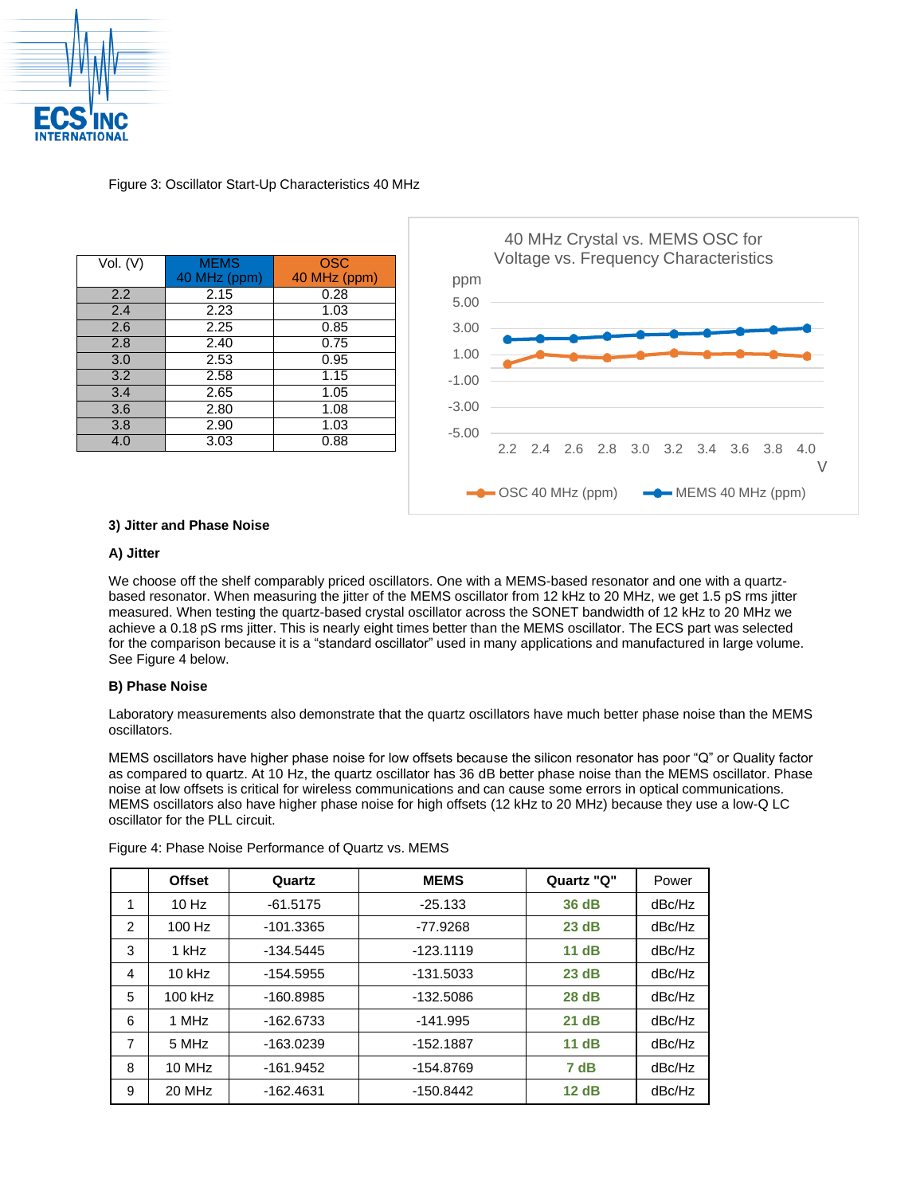Figure 3: Oscillator Start-Up Characteristics 40 MHz

| Vol. (V) | MEMS 40 MHz (ppm) | OSC 40 MHz (ppm) |
|---|---|---|
| 2.2 | 2.15 | 0.28 |
| 2.4 | 2.23 | 1.03 |
| 2.6 | 2.25 | 0.85 |
| 2.8 | 2.40 | 0.75 |
| 3.0 | 2.53 | 0.95 |
| 3.2 | 2.58 | 1.15 |
| 3.4 | 2.65 | 1.05 |
| 3.6 | 2.80 | 1.08 |
| 3.8 | 2.90 | 1.03 |
| 4.0 | 3.03 | 0.88 |

40 MHz Crystal vs. MEMS OSC for Voltage vs. Frequency Characteristics

### 3) Jitter and Phase Noise

#### A) Jitter

We choose off the shelf comparably priced oscillators. One with a MEMS-based resonator and one with a quartz-based resonator. When measuring the jitter of the MEMS oscillator from 12 kHz to 20 MHz, we get 1.5 pS rms jitter measured. When testing the quartz-based crystal oscillator across the SONET bandwidth of 12 kHz to 20 MHz we achieve a 0.18 pS rms jitter. This is nearly eight times better than the MEMS oscillator. The ECS part was selected for the comparison because it is a "standard oscillator" used in many applications and manufactured in large volume. See Figure 4 below.

#### B) Phase Noise

Laboratory measurements also demonstrate that the quartz oscillators have much better phase noise than the MEMS oscillators.

MEMS oscillators have higher phase noise for low offsets because the silicon resonator has poor "Q" or Quality factor as compared to quartz. At 10 Hz, the quartz oscillator has 36 dB better phase noise than the MEMS oscillator. Phase noise at low offsets is critical for wireless communications and can cause some errors in optical communications. MEMS oscillators also have higher phase noise for high offsets (12 kHz to 20 MHz) because they use a low-Q LC oscillator for the PLL circuit.

Figure 4: Phase Noise Performance of Quartz vs. MEMS

| | Offset | Quartz | MEMS | Quartz "Q" | Power |
|---|---|---|---|---|---|
| 1 | 10 Hz | -61.5175 | -25.133 | **36 dB** | dBc/Hz |
| 2 | 100 Hz | -101.3365 | -77.9268 | **23 dB** | dBc/Hz |
| 3 | 1 kHz | -134.5445 | -123.1119 | **11 dB** | dBc/Hz |
| 4 | 10 kHz | -154.5955 | -131.5033 | **23 dB** | dBc/Hz |
| 5 | 100 kHz | -160.8985 | -132.5086 | **28 dB** | dBc/Hz |
| 6 | 1 MHz | -162.6733 | -141.995 | **21 dB** | dBc/Hz |
| 7 | 5 MHz | -163.0239 | -152.1887 | **11 dB** | dBc/Hz |
| 8 | 10 MHz | -161.9452 | -154.8769 | **7 dB** | dBc/Hz |
| 9 | 20 MHz | -162.4631 | -150.8442 | **12 dB** | dBc/Hz |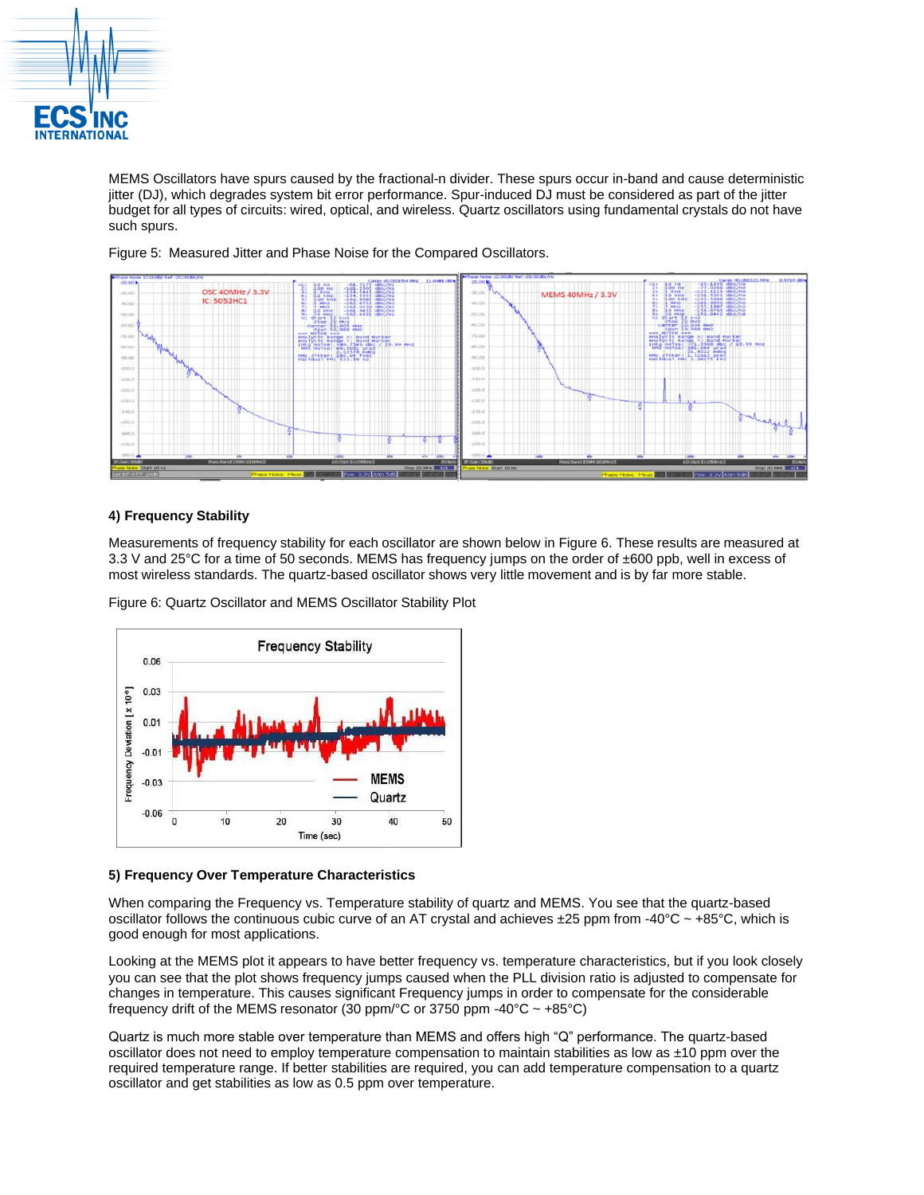MEMS Oscillators have spurs caused by the fractional-n divider. These spurs occur in-band and cause deterministic jitter (DJ), which degrades system bit error performance. Spur-induced DJ must be considered as part of the jitter budget for all types of circuits: wired, optical, and wireless. Quartz oscillators using fundamental crystals do not have such spurs.

Figure 5: Measured Jitter and Phase Noise for the Compared Oscillators.

#### 4) Frequency Stability

Measurements of frequency stability for each oscillator are shown below in Figure 6. These results are measured at 3.3 V and 25°C for a time of 50 seconds. MEMS has frequency jumps on the order of ±600 ppb, well in excess of most wireless standards. The quartz-based oscillator shows very little movement and is by far more stable.

Figure 6: Quartz Oscillator and MEMS Oscillator Stability Plot

#### 5) Frequency Over Temperature Characteristics

When comparing the Frequency vs. Temperature stability of quartz and MEMS. You see that the quartz-based oscillator follows the continuous cubic curve of an AT crystal and achieves ±25 ppm from -40°C ~ +85°C, which is good enough for most applications.

Looking at the MEMS plot it appears to have better frequency vs. temperature characteristics, but if you look closely you can see that the plot shows frequency jumps caused when the PLL division ratio is adjusted to compensate for changes in temperature. This causes significant Frequency jumps in order to compensate for the considerable frequency drift of the MEMS resonator (30 ppm/°C or 3750 ppm -40°C ~ +85°C)

Quartz is much more stable over temperature than MEMS and offers high "Q" performance. The quartz-based oscillator does not need to employ temperature compensation to maintain stabilities as low as ±10 ppm over the required temperature range. If better stabilities are required, you can add temperature compensation to a quartz oscillator and get stabilities as low as 0.5 ppm over temperature.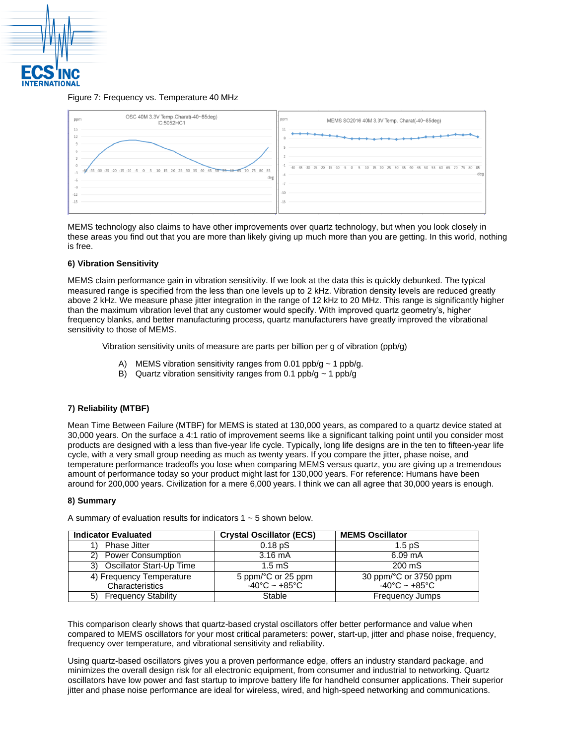Figure 7: Frequency vs. Temperature 40 MHz

MEMS technology also claims to have other improvements over quartz technology, but when you look closely in these areas you find out that you are more than likely giving up much more than you are getting. In this world, nothing is free.

**6) Vibration Sensitivity**

MEMS claim performance gain in vibration sensitivity. If we look at the data this is quickly debunked. The typical measured range is specified from the less than one levels up to 2 kHz. Vibration density levels are reduced greatly above 2 kHz. We measure phase jitter integration in the range of 12 kHz to 20 MHz. This range is significantly higher than the maximum vibration level that any customer would specify. With improved quartz geometry's, higher frequency blanks, and better manufacturing process, quartz manufacturers have greatly improved the vibrational sensitivity to those of MEMS.

Vibration sensitivity units of measure are parts per billion per g of vibration (ppb/g)

A) MEMS vibration sensitivity ranges from 0.01 ppb/g ~ 1 ppb/g.
B) Quartz vibration sensitivity ranges from 0.1 ppb/g ~ 1 ppb/g

**7) Reliability (MTBF)**

Mean Time Between Failure (MTBF) for MEMS is stated at 130,000 years, as compared to a quartz device stated at 30,000 years. On the surface a 4:1 ratio of improvement seems like a significant talking point until you consider most products are designed with a less than five-year life cycle. Typically, long life designs are in the ten to fifteen-year life cycle, with a very small group needing as much as twenty years. If you compare the jitter, phase noise, and temperature performance tradeoffs you lose when comparing MEMS versus quartz, you are giving up a tremendous amount of performance today so your product might last for 130,000 years. For reference: Humans have been around for 200,000 years. Civilization for a mere 6,000 years. I think we can all agree that 30,000 years is enough.

**8) Summary**

A summary of evaluation results for indicators 1 ~ 5 shown below.

| Indicator Evaluated | Crystal Oscillator (ECS) | MEMS Oscillator |
|---|---|---|
| 1) Phase Jitter | 0.18 pS | 1.5 pS |
| 2) Power Consumption | 3.16 mA | 6.09 mA |
| 3) Oscillator Start-Up Time | 1.5 mS | 200 mS |
| 4) Frequency Temperature Characteristics | 5 ppm/°C or 25 ppm -40°C ~ +85°C | 30 ppm/°C or 3750 ppm -40°C ~ +85°C |
| 5) Frequency Stability | Stable | Frequency Jumps |

This comparison clearly shows that quartz-based crystal oscillators offer better performance and value when compared to MEMS oscillators for your most critical parameters: power, start-up, jitter and phase noise, frequency, frequency over temperature, and vibrational sensitivity and reliability.

Using quartz-based oscillators gives you a proven performance edge, offers an industry standard package, and minimizes the overall design risk for all electronic equipment, from consumer and industrial to networking. Quartz oscillators have low power and fast startup to improve battery life for handheld consumer applications. Their superior jitter and phase noise performance are ideal for wireless, wired, and high-speed networking and communications.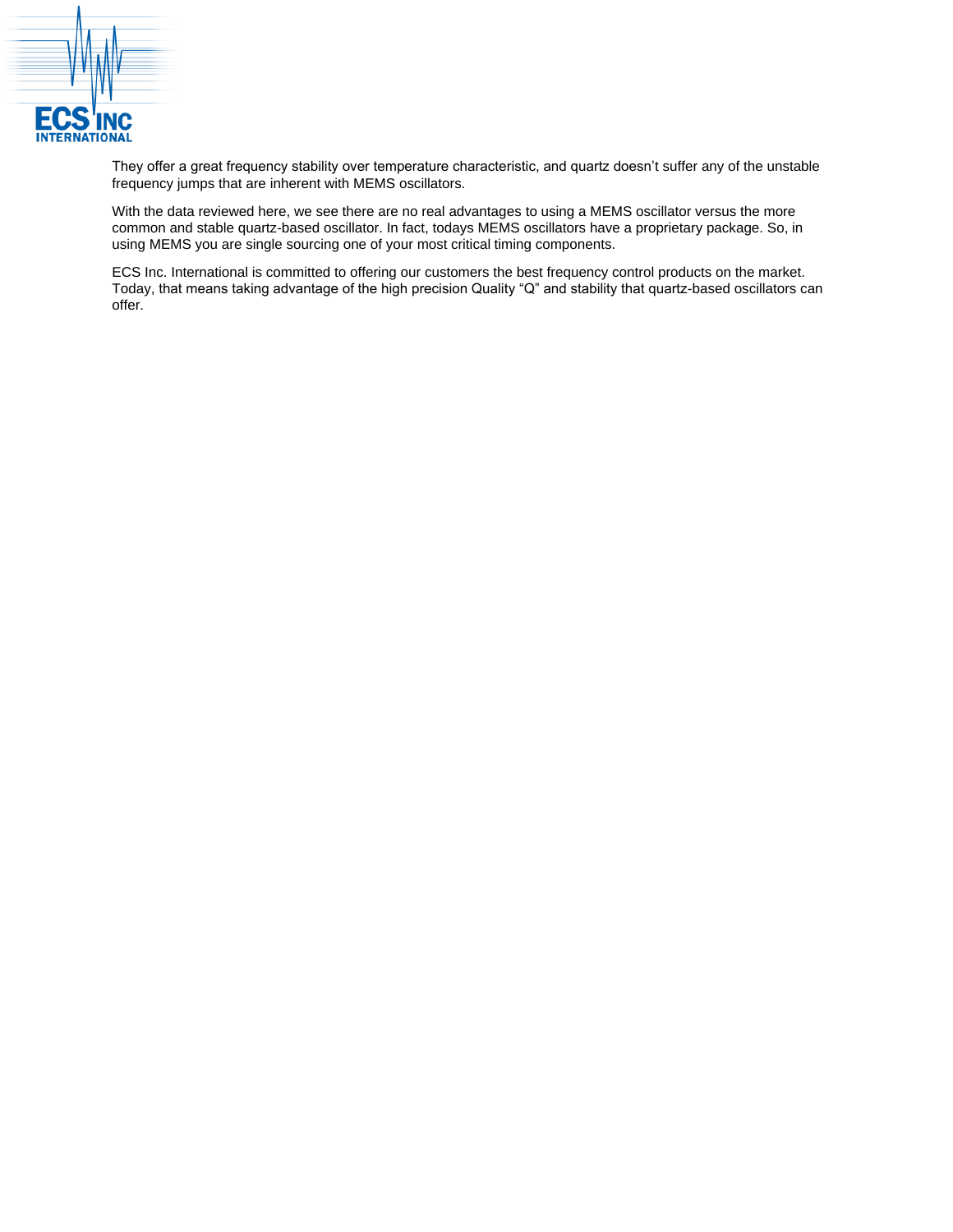They offer a great frequency stability over temperature characteristic, and quartz doesn't suffer any of the unstable frequency jumps that are inherent with MEMS oscillators.

With the data reviewed here, we see there are no real advantages to using a MEMS oscillator versus the more common and stable quartz-based oscillator. In fact, todays MEMS oscillators have a proprietary package. So, in using MEMS you are single sourcing one of your most critical timing components.

ECS Inc. International is committed to offering our customers the best frequency control products on the market. Today, that means taking advantage of the high precision Quality "Q" and stability that quartz-based oscillators can offer.